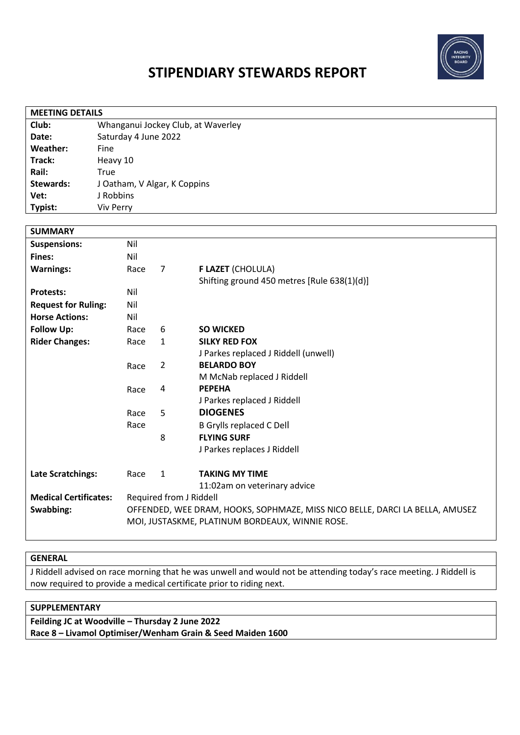# STIPENDIARY STEWARDS REPORT

| MEETING DETAILS | |
|---|---|
| **Club:** | Whanganui Jockey Club, at Waverley |
| **Date:** | Saturday 4 June 2022 |
| **Weather:** | Fine |
| **Track:** | Heavy 10 |
| **Rail:** | True |
| **Stewards:** | J Oatham, V Algar, K Coppins |
| **Vet:** | J Robbins |
| **Typist:** | Viv Perry |

| SUMMARY | | | |
|---|---|---|---|
| **Suspensions:** | Nil | | |
| **Fines:** | Nil | | |
| **Warnings:** | Race | 7 | **F LAZET** (CHOLULA)<br>Shifting ground 450 metres [Rule 638(1)(d)] |
| **Protests:** | Nil | | |
| **Request for Ruling:** | Nil | | |
| **Horse Actions:** | Nil | | |
| **Follow Up:** | Race | 6 | **SO WICKED** |
| **Rider Changes:** | Race | 1 | **SILKY RED FOX**<br>J Parkes replaced J Riddell (unwell) |
| | Race | 2 | **BELARDO BOY**<br>M McNab replaced J Riddell |
| | Race | 4 | **PEPEHA**<br>J Parkes replaced J Riddell |
| | Race | 5 | **DIOGENES**<br>B Grylls replaced C Dell |
| | Race | 8 | **FLYING SURF**<br>J Parkes replaces J Riddell |
| **Late Scratchings:** | Race | 1 | **TAKING MY TIME**<br>11:02am on veterinary advice |
| **Medical Certificates:** | Required from J Riddell | | |
| **Swabbing:** | OFFENDED, WEE DRAM, HOOKS, SOPHMAZE, MISS NICO BELLE, DARCI LA BELLA, AMUSEZ MOI, JUSTASKME, PLATINUM BORDEAUX, WINNIE ROSE. | | |

## GENERAL

J Riddell advised on race morning that he was unwell and would not be attending today's race meeting. J Riddell is now required to provide a medical certificate prior to riding next.

## SUPPLEMENTARY

**Feilding JC at Woodville – Thursday 2 June 2022**

**Race 8 – Livamol Optimiser/Wenham Grain & Seed Maiden 1600**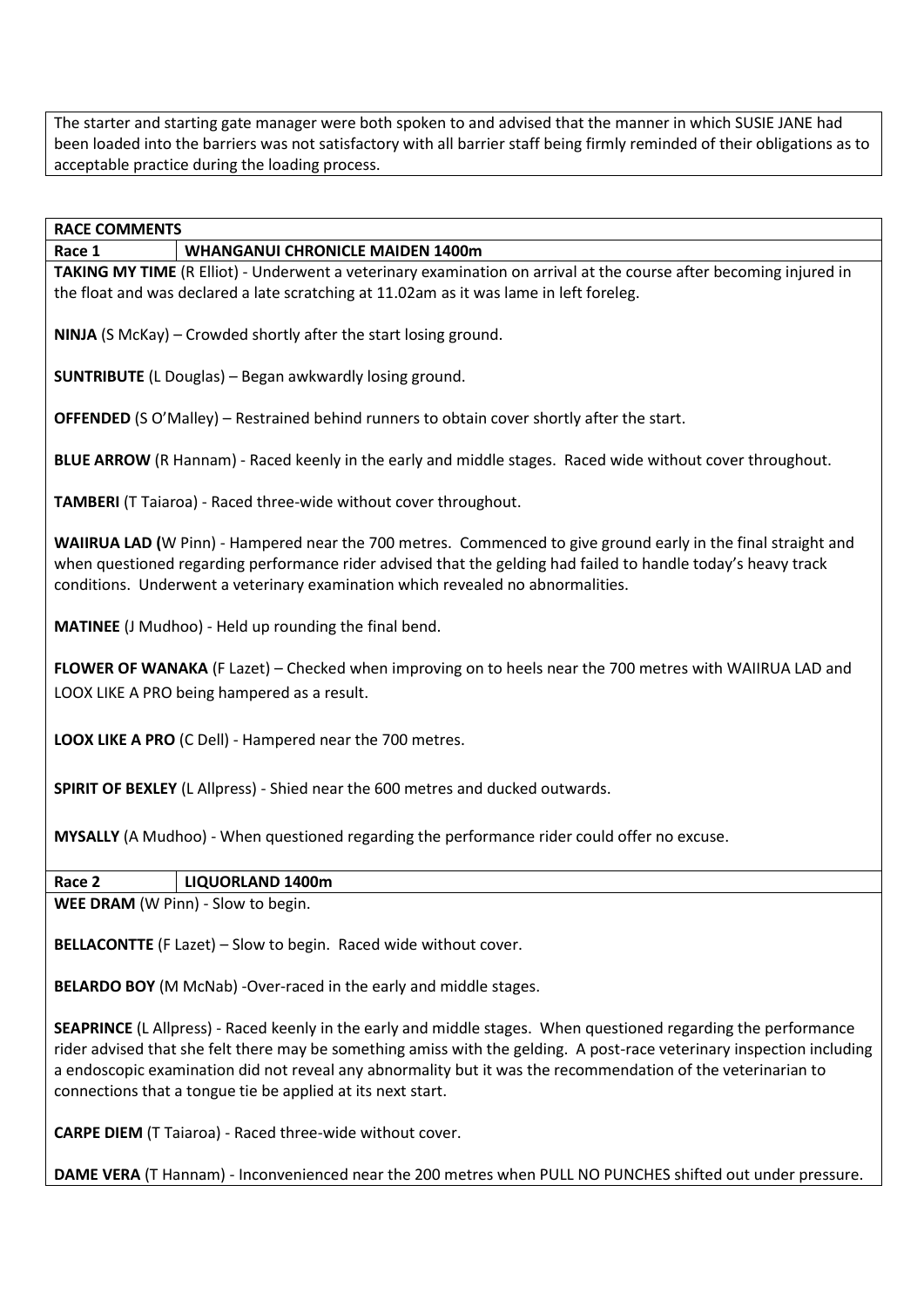The starter and starting gate manager were both spoken to and advised that the manner in which SUSIE JANE had been loaded into the barriers was not satisfactory with all barrier staff being firmly reminded of their obligations as to acceptable practice during the loading process.

## RACE COMMENTS

### Race 1 — WHANGANUI CHRONICLE MAIDEN 1400m

**TAKING MY TIME** (R Elliot) - Underwent a veterinary examination on arrival at the course after becoming injured in the float and was declared a late scratching at 11.02am as it was lame in left foreleg.

**NINJA** (S McKay) – Crowded shortly after the start losing ground.

**SUNTRIBUTE** (L Douglas) – Began awkwardly losing ground.

**OFFENDED** (S O'Malley) – Restrained behind runners to obtain cover shortly after the start.

**BLUE ARROW** (R Hannam) - Raced keenly in the early and middle stages. Raced wide without cover throughout.

**TAMBERI** (T Taiaroa) - Raced three-wide without cover throughout.

**WAIIRUA LAD (**W Pinn) - Hampered near the 700 metres. Commenced to give ground early in the final straight and when questioned regarding performance rider advised that the gelding had failed to handle today's heavy track conditions. Underwent a veterinary examination which revealed no abnormalities.

**MATINEE** (J Mudhoo) - Held up rounding the final bend.

**FLOWER OF WANAKA** (F Lazet) – Checked when improving on to heels near the 700 metres with WAIIRUA LAD and LOOX LIKE A PRO being hampered as a result.

**LOOX LIKE A PRO** (C Dell) - Hampered near the 700 metres.

**SPIRIT OF BEXLEY** (L Allpress) - Shied near the 600 metres and ducked outwards.

**MYSALLY** (A Mudhoo) - When questioned regarding the performance rider could offer no excuse.

### Race 2 — LIQUORLAND 1400m

**WEE DRAM** (W Pinn) - Slow to begin.

**BELLACONTTE** (F Lazet) – Slow to begin. Raced wide without cover.

**BELARDO BOY** (M McNab) -Over-raced in the early and middle stages.

**SEAPRINCE** (L Allpress) - Raced keenly in the early and middle stages. When questioned regarding the performance rider advised that she felt there may be something amiss with the gelding. A post-race veterinary inspection including a endoscopic examination did not reveal any abnormality but it was the recommendation of the veterinarian to connections that a tongue tie be applied at its next start.

**CARPE DIEM** (T Taiaroa) - Raced three-wide without cover.

**DAME VERA** (T Hannam) - Inconvenienced near the 200 metres when PULL NO PUNCHES shifted out under pressure.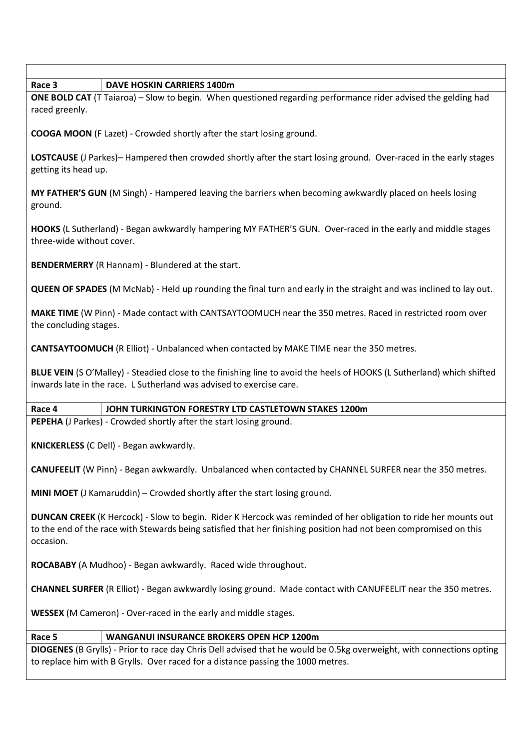## Race 3 — DAVE HOSKIN CARRIERS 1400m

**ONE BOLD CAT** (T Taiaroa) – Slow to begin. When questioned regarding performance rider advised the gelding had raced greenly.

**COOGA MOON** (F Lazet) - Crowded shortly after the start losing ground.

**LOSTCAUSE** (J Parkes)– Hampered then crowded shortly after the start losing ground. Over-raced in the early stages getting its head up.

**MY FATHER'S GUN** (M Singh) - Hampered leaving the barriers when becoming awkwardly placed on heels losing ground.

**HOOKS** (L Sutherland) - Began awkwardly hampering MY FATHER'S GUN. Over-raced in the early and middle stages three-wide without cover.

**BENDERMERRY** (R Hannam) - Blundered at the start.

**QUEEN OF SPADES** (M McNab) - Held up rounding the final turn and early in the straight and was inclined to lay out.

**MAKE TIME** (W Pinn) - Made contact with CANTSAYTOOMUCH near the 350 metres. Raced in restricted room over the concluding stages.

**CANTSAYTOOMUCH** (R Elliot) - Unbalanced when contacted by MAKE TIME near the 350 metres.

**BLUE VEIN** (S O'Malley) - Steadied close to the finishing line to avoid the heels of HOOKS (L Sutherland) which shifted inwards late in the race. L Sutherland was advised to exercise care.

## Race 4 — JOHN TURKINGTON FORESTRY LTD CASTLETOWN STAKES 1200m

**PEPEHA** (J Parkes) - Crowded shortly after the start losing ground.

**KNICKERLESS** (C Dell) - Began awkwardly.

**CANUFEELIT** (W Pinn) - Began awkwardly. Unbalanced when contacted by CHANNEL SURFER near the 350 metres.

**MINI MOET** (J Kamaruddin) – Crowded shortly after the start losing ground.

**DUNCAN CREEK** (K Hercock) - Slow to begin. Rider K Hercock was reminded of her obligation to ride her mounts out to the end of the race with Stewards being satisfied that her finishing position had not been compromised on this occasion.

**ROCABABY** (A Mudhoo) - Began awkwardly. Raced wide throughout.

**CHANNEL SURFER** (R Elliot) - Began awkwardly losing ground. Made contact with CANUFEELIT near the 350 metres.

**WESSEX** (M Cameron) - Over-raced in the early and middle stages.

## Race 5 — WANGANUI INSURANCE BROKERS OPEN HCP 1200m

**DIOGENES** (B Grylls) - Prior to race day Chris Dell advised that he would be 0.5kg overweight, with connections opting to replace him with B Grylls. Over raced for a distance passing the 1000 metres.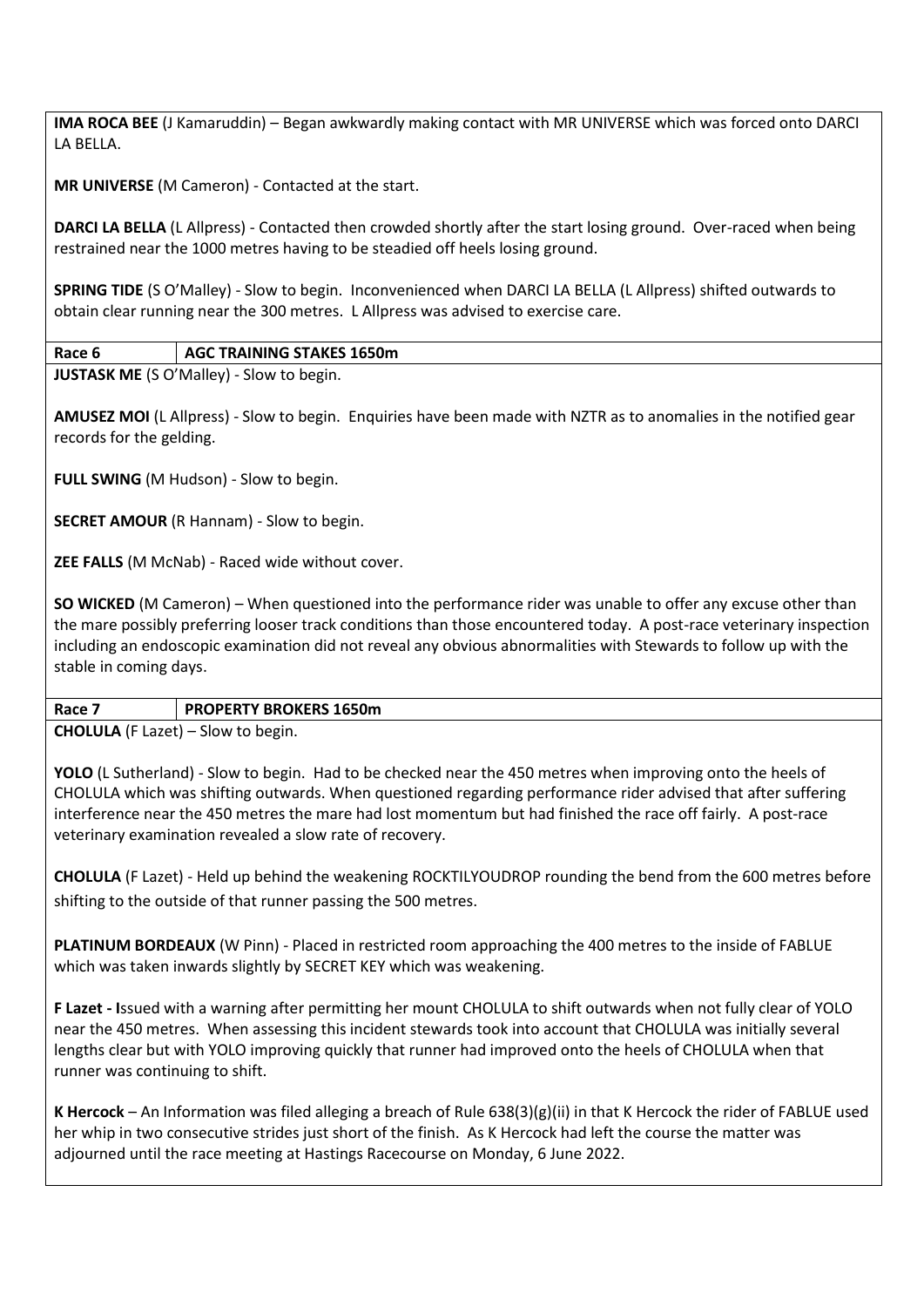**IMA ROCA BEE** (J Kamaruddin) – Began awkwardly making contact with MR UNIVERSE which was forced onto DARCI LA BELLA.

**MR UNIVERSE** (M Cameron) - Contacted at the start.

**DARCI LA BELLA** (L Allpress) - Contacted then crowded shortly after the start losing ground. Over-raced when being restrained near the 1000 metres having to be steadied off heels losing ground.

**SPRING TIDE** (S O'Malley) - Slow to begin. Inconvenienced when DARCI LA BELLA (L Allpress) shifted outwards to obtain clear running near the 300 metres. L Allpress was advised to exercise care.

| Race 6 | AGC TRAINING STAKES 1650m |
|---|---|

**JUSTASK ME** (S O'Malley) - Slow to begin.

**AMUSEZ MOI** (L Allpress) - Slow to begin. Enquiries have been made with NZTR as to anomalies in the notified gear records for the gelding.

**FULL SWING** (M Hudson) - Slow to begin.

**SECRET AMOUR** (R Hannam) - Slow to begin.

**ZEE FALLS** (M McNab) - Raced wide without cover.

**SO WICKED** (M Cameron) – When questioned into the performance rider was unable to offer any excuse other than the mare possibly preferring looser track conditions than those encountered today. A post-race veterinary inspection including an endoscopic examination did not reveal any obvious abnormalities with Stewards to follow up with the stable in coming days.

| Race 7 | PROPERTY BROKERS 1650m |
|---|---|

**CHOLULA** (F Lazet) – Slow to begin.

**YOLO** (L Sutherland) - Slow to begin. Had to be checked near the 450 metres when improving onto the heels of CHOLULA which was shifting outwards. When questioned regarding performance rider advised that after suffering interference near the 450 metres the mare had lost momentum but had finished the race off fairly. A post-race veterinary examination revealed a slow rate of recovery.

**CHOLULA** (F Lazet) - Held up behind the weakening ROCKTILYOUDROP rounding the bend from the 600 metres before shifting to the outside of that runner passing the 500 metres.

**PLATINUM BORDEAUX** (W Pinn) - Placed in restricted room approaching the 400 metres to the inside of FABLUE which was taken inwards slightly by SECRET KEY which was weakening.

**F Lazet - I**ssued with a warning after permitting her mount CHOLULA to shift outwards when not fully clear of YOLO near the 450 metres. When assessing this incident stewards took into account that CHOLULA was initially several lengths clear but with YOLO improving quickly that runner had improved onto the heels of CHOLULA when that runner was continuing to shift.

**K Hercock** – An Information was filed alleging a breach of Rule 638(3)(g)(ii) in that K Hercock the rider of FABLUE used her whip in two consecutive strides just short of the finish. As K Hercock had left the course the matter was adjourned until the race meeting at Hastings Racecourse on Monday, 6 June 2022.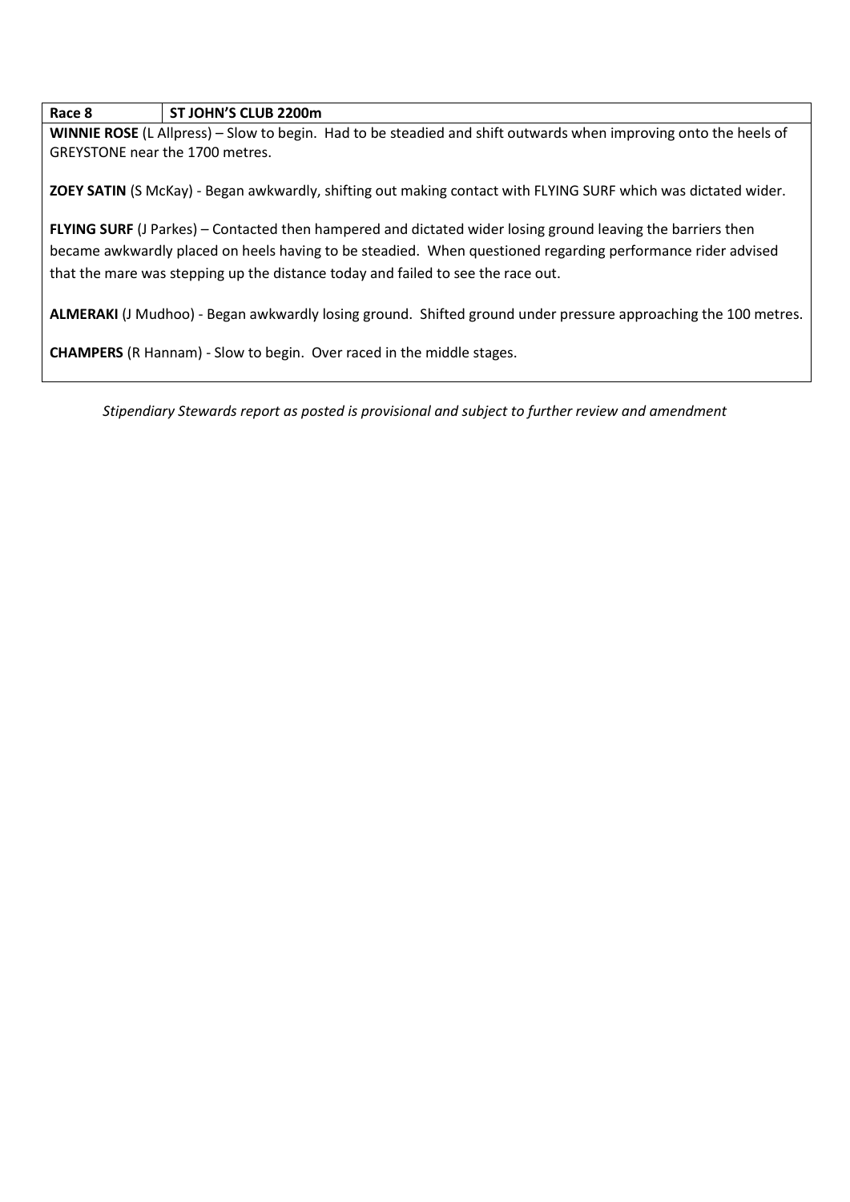| Race 8 | ST JOHN'S CLUB 2200m |
|---|---|

**WINNIE ROSE** (L Allpress) – Slow to begin. Had to be steadied and shift outwards when improving onto the heels of GREYSTONE near the 1700 metres.

**ZOEY SATIN** (S McKay) - Began awkwardly, shifting out making contact with FLYING SURF which was dictated wider.

**FLYING SURF** (J Parkes) – Contacted then hampered and dictated wider losing ground leaving the barriers then became awkwardly placed on heels having to be steadied. When questioned regarding performance rider advised that the mare was stepping up the distance today and failed to see the race out.

**ALMERAKI** (J Mudhoo) - Began awkwardly losing ground. Shifted ground under pressure approaching the 100 metres.

**CHAMPERS** (R Hannam) - Slow to begin. Over raced in the middle stages.

*Stipendiary Stewards report as posted is provisional and subject to further review and amendment*